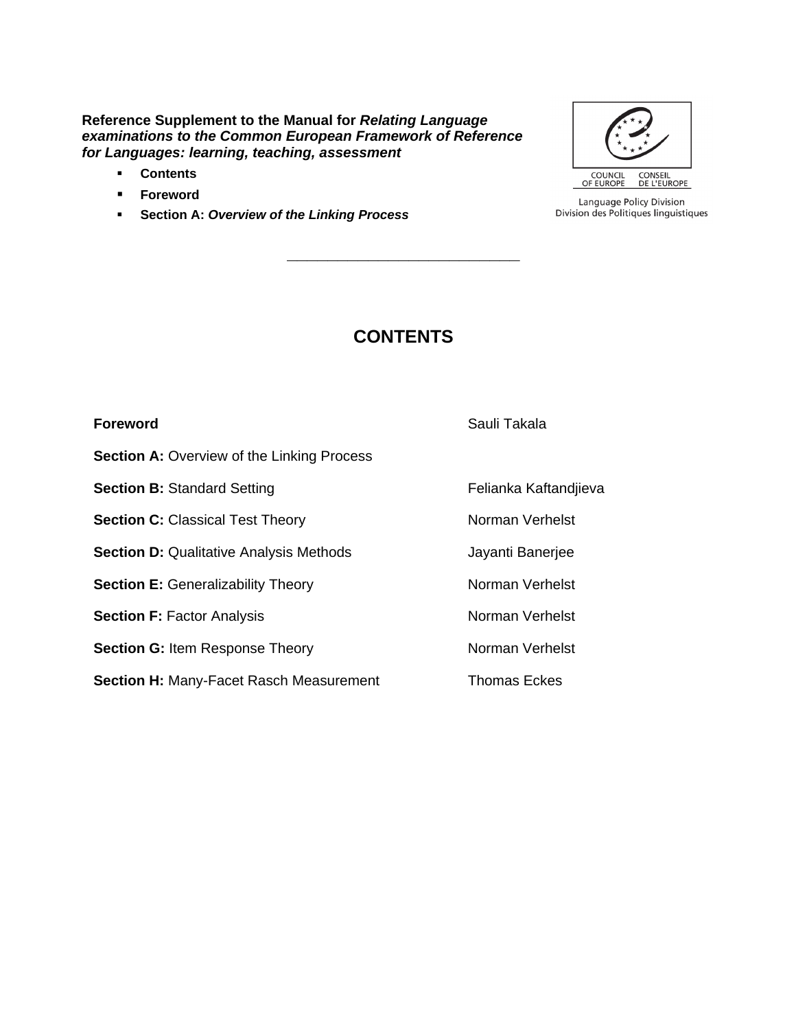**Reference Supplement to the Manual for *Relating Language examinations to the Common European Framework of Reference for Languages: learning, teaching, assessment***

- **Contents**
- **Foreword**
- **Section A: *Overview of the Linking Process***

COUNCIL OF EUROPE CONSEIL DE L'EUROPE

Language Policy Division
Division des Politiques linguistiques

---

# CONTENTS

| | |
|---|---|
| **Foreword** | Sauli Takala |
| **Section A:** Overview of the Linking Process | |
| **Section B:** Standard Setting | Felianka Kaftandjieva |
| **Section C:** Classical Test Theory | Norman Verhelst |
| **Section D:** Qualitative Analysis Methods | Jayanti Banerjee |
| **Section E:** Generalizability Theory | Norman Verhelst |
| **Section F:** Factor Analysis | Norman Verhelst |
| **Section G:** Item Response Theory | Norman Verhelst |
| **Section H:** Many-Facet Rasch Measurement | Thomas Eckes |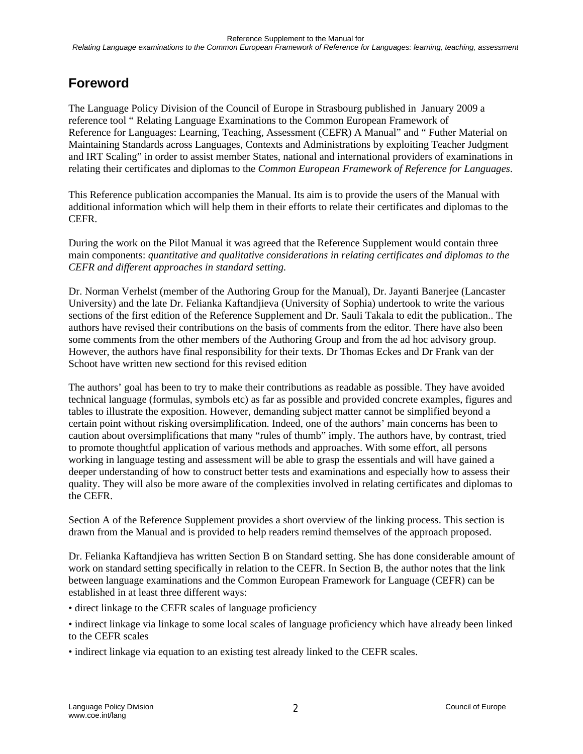# Foreword

The Language Policy Division of the Council of Europe in Strasbourg published in January 2009 a reference tool " Relating Language Examinations to the Common European Framework of Reference for Languages: Learning, Teaching, Assessment (CEFR) A Manual" and " Futher Material on Maintaining Standards across Languages, Contexts and Administrations by exploiting Teacher Judgment and IRT Scaling" in order to assist member States, national and international providers of examinations in relating their certificates and diplomas to the *Common European Framework of Reference for Languages*.

This Reference publication accompanies the Manual. Its aim is to provide the users of the Manual with additional information which will help them in their efforts to relate their certificates and diplomas to the CEFR.

During the work on the Pilot Manual it was agreed that the Reference Supplement would contain three main components: *quantitative and qualitative considerations in relating certificates and diplomas to the CEFR and different approaches in standard setting.*

Dr. Norman Verhelst (member of the Authoring Group for the Manual), Dr. Jayanti Banerjee (Lancaster University) and the late Dr. Felianka Kaftandjieva (University of Sophia) undertook to write the various sections of the first edition of the Reference Supplement and Dr. Sauli Takala to edit the publication.. The authors have revised their contributions on the basis of comments from the editor. There have also been some comments from the other members of the Authoring Group and from the ad hoc advisory group. However, the authors have final responsibility for their texts. Dr Thomas Eckes and Dr Frank van der Schoot have written new sectiond for this revised edition

The authors' goal has been to try to make their contributions as readable as possible. They have avoided technical language (formulas, symbols etc) as far as possible and provided concrete examples, figures and tables to illustrate the exposition. However, demanding subject matter cannot be simplified beyond a certain point without risking oversimplification. Indeed, one of the authors' main concerns has been to caution about oversimplifications that many "rules of thumb" imply. The authors have, by contrast, tried to promote thoughtful application of various methods and approaches. With some effort, all persons working in language testing and assessment will be able to grasp the essentials and will have gained a deeper understanding of how to construct better tests and examinations and especially how to assess their quality. They will also be more aware of the complexities involved in relating certificates and diplomas to the CEFR.

Section A of the Reference Supplement provides a short overview of the linking process. This section is drawn from the Manual and is provided to help readers remind themselves of the approach proposed.

Dr. Felianka Kaftandjieva has written Section B on Standard setting. She has done considerable amount of work on standard setting specifically in relation to the CEFR. In Section B, the author notes that the link between language examinations and the Common European Framework for Language (CEFR) can be established in at least three different ways:

- direct linkage to the CEFR scales of language proficiency
- indirect linkage via linkage to some local scales of language proficiency which have already been linked to the CEFR scales
- indirect linkage via equation to an existing test already linked to the CEFR scales.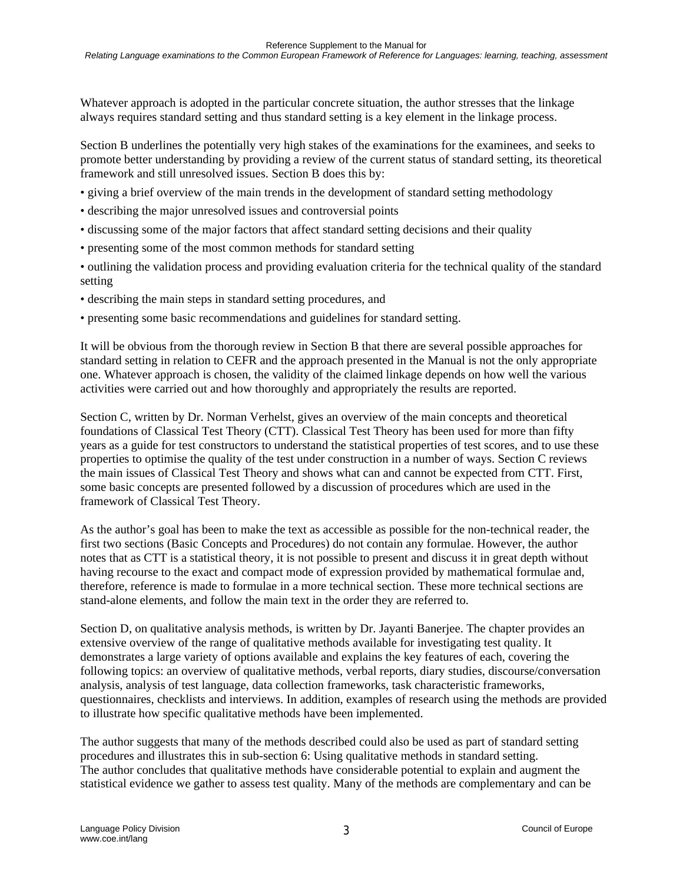Whatever approach is adopted in the particular concrete situation, the author stresses that the linkage always requires standard setting and thus standard setting is a key element in the linkage process.

Section B underlines the potentially very high stakes of the examinations for the examinees, and seeks to promote better understanding by providing a review of the current status of standard setting, its theoretical framework and still unresolved issues. Section B does this by:

- giving a brief overview of the main trends in the development of standard setting methodology
- describing the major unresolved issues and controversial points
- discussing some of the major factors that affect standard setting decisions and their quality
- presenting some of the most common methods for standard setting
- outlining the validation process and providing evaluation criteria for the technical quality of the standard setting
- describing the main steps in standard setting procedures, and
- presenting some basic recommendations and guidelines for standard setting.

It will be obvious from the thorough review in Section B that there are several possible approaches for standard setting in relation to CEFR and the approach presented in the Manual is not the only appropriate one. Whatever approach is chosen, the validity of the claimed linkage depends on how well the various activities were carried out and how thoroughly and appropriately the results are reported.

Section C, written by Dr. Norman Verhelst, gives an overview of the main concepts and theoretical foundations of Classical Test Theory (CTT). Classical Test Theory has been used for more than fifty years as a guide for test constructors to understand the statistical properties of test scores, and to use these properties to optimise the quality of the test under construction in a number of ways. Section C reviews the main issues of Classical Test Theory and shows what can and cannot be expected from CTT. First, some basic concepts are presented followed by a discussion of procedures which are used in the framework of Classical Test Theory.

As the author's goal has been to make the text as accessible as possible for the non-technical reader, the first two sections (Basic Concepts and Procedures) do not contain any formulae. However, the author notes that as CTT is a statistical theory, it is not possible to present and discuss it in great depth without having recourse to the exact and compact mode of expression provided by mathematical formulae and, therefore, reference is made to formulae in a more technical section. These more technical sections are stand-alone elements, and follow the main text in the order they are referred to.

Section D, on qualitative analysis methods, is written by Dr. Jayanti Banerjee. The chapter provides an extensive overview of the range of qualitative methods available for investigating test quality. It demonstrates a large variety of options available and explains the key features of each, covering the following topics: an overview of qualitative methods, verbal reports, diary studies, discourse/conversation analysis, analysis of test language, data collection frameworks, task characteristic frameworks, questionnaires, checklists and interviews. In addition, examples of research using the methods are provided to illustrate how specific qualitative methods have been implemented.

The author suggests that many of the methods described could also be used as part of standard setting procedures and illustrates this in sub-section 6: Using qualitative methods in standard setting.
The author concludes that qualitative methods have considerable potential to explain and augment the statistical evidence we gather to assess test quality. Many of the methods are complementary and can be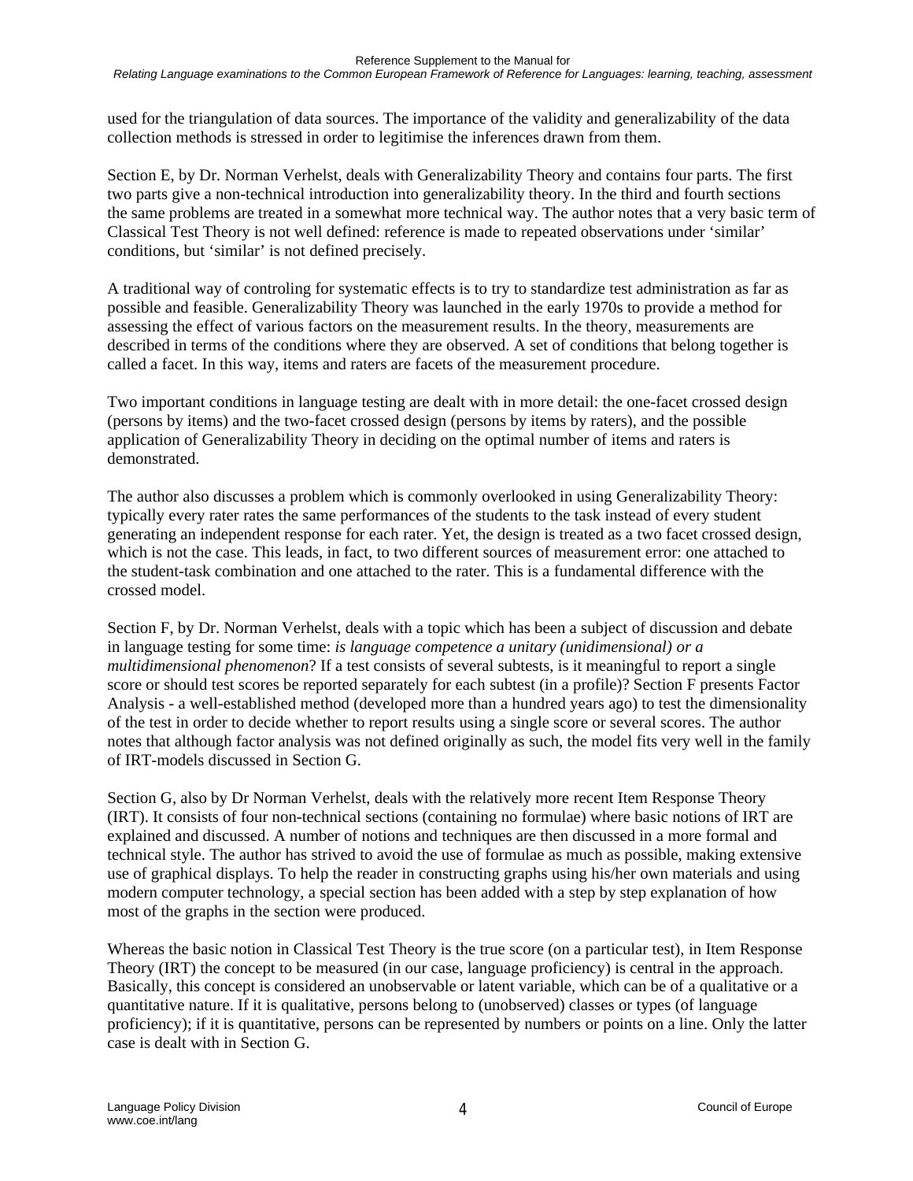used for the triangulation of data sources. The importance of the validity and generalizability of the data collection methods is stressed in order to legitimise the inferences drawn from them.

Section E, by Dr. Norman Verhelst, deals with Generalizability Theory and contains four parts. The first two parts give a non-technical introduction into generalizability theory. In the third and fourth sections the same problems are treated in a somewhat more technical way. The author notes that a very basic term of Classical Test Theory is not well defined: reference is made to repeated observations under 'similar' conditions, but 'similar' is not defined precisely.

A traditional way of controling for systematic effects is to try to standardize test administration as far as possible and feasible. Generalizability Theory was launched in the early 1970s to provide a method for assessing the effect of various factors on the measurement results. In the theory, measurements are described in terms of the conditions where they are observed. A set of conditions that belong together is called a facet. In this way, items and raters are facets of the measurement procedure.

Two important conditions in language testing are dealt with in more detail: the one-facet crossed design (persons by items) and the two-facet crossed design (persons by items by raters), and the possible application of Generalizability Theory in deciding on the optimal number of items and raters is demonstrated.

The author also discusses a problem which is commonly overlooked in using Generalizability Theory: typically every rater rates the same performances of the students to the task instead of every student generating an independent response for each rater. Yet, the design is treated as a two facet crossed design, which is not the case. This leads, in fact, to two different sources of measurement error: one attached to the student-task combination and one attached to the rater. This is a fundamental difference with the crossed model.

Section F, by Dr. Norman Verhelst, deals with a topic which has been a subject of discussion and debate in language testing for some time: *is language competence a unitary (unidimensional) or a multidimensional phenomenon*? If a test consists of several subtests, is it meaningful to report a single score or should test scores be reported separately for each subtest (in a profile)? Section F presents Factor Analysis - a well-established method (developed more than a hundred years ago) to test the dimensionality of the test in order to decide whether to report results using a single score or several scores. The author notes that although factor analysis was not defined originally as such, the model fits very well in the family of IRT-models discussed in Section G.

Section G, also by Dr Norman Verhelst, deals with the relatively more recent Item Response Theory (IRT). It consists of four non-technical sections (containing no formulae) where basic notions of IRT are explained and discussed. A number of notions and techniques are then discussed in a more formal and technical style. The author has strived to avoid the use of formulae as much as possible, making extensive use of graphical displays. To help the reader in constructing graphs using his/her own materials and using modern computer technology, a special section has been added with a step by step explanation of how most of the graphs in the section were produced.

Whereas the basic notion in Classical Test Theory is the true score (on a particular test), in Item Response Theory (IRT) the concept to be measured (in our case, language proficiency) is central in the approach. Basically, this concept is considered an unobservable or latent variable, which can be of a qualitative or a quantitative nature. If it is qualitative, persons belong to (unobserved) classes or types (of language proficiency); if it is quantitative, persons can be represented by numbers or points on a line. Only the latter case is dealt with in Section G.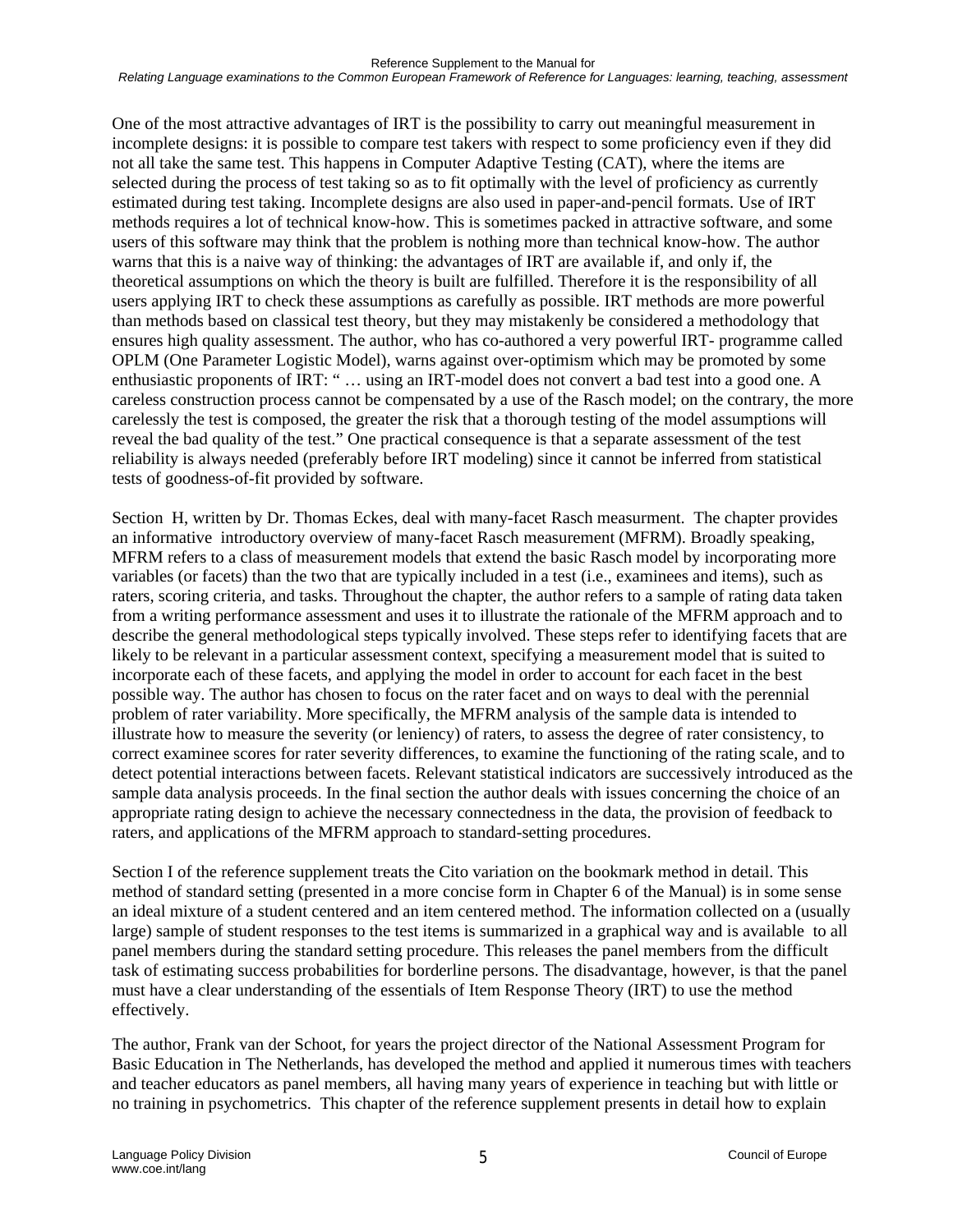One of the most attractive advantages of IRT is the possibility to carry out meaningful measurement in incomplete designs: it is possible to compare test takers with respect to some proficiency even if they did not all take the same test. This happens in Computer Adaptive Testing (CAT), where the items are selected during the process of test taking so as to fit optimally with the level of proficiency as currently estimated during test taking. Incomplete designs are also used in paper-and-pencil formats. Use of IRT methods requires a lot of technical know-how. This is sometimes packed in attractive software, and some users of this software may think that the problem is nothing more than technical know-how. The author warns that this is a naive way of thinking: the advantages of IRT are available if, and only if, the theoretical assumptions on which the theory is built are fulfilled. Therefore it is the responsibility of all users applying IRT to check these assumptions as carefully as possible. IRT methods are more powerful than methods based on classical test theory, but they may mistakenly be considered a methodology that ensures high quality assessment. The author, who has co-authored a very powerful IRT- programme called OPLM (One Parameter Logistic Model), warns against over-optimism which may be promoted by some enthusiastic proponents of IRT: " … using an IRT-model does not convert a bad test into a good one. A careless construction process cannot be compensated by a use of the Rasch model; on the contrary, the more carelessly the test is composed, the greater the risk that a thorough testing of the model assumptions will reveal the bad quality of the test." One practical consequence is that a separate assessment of the test reliability is always needed (preferably before IRT modeling) since it cannot be inferred from statistical tests of goodness-of-fit provided by software.

Section H, written by Dr. Thomas Eckes, deal with many-facet Rasch measurment. The chapter provides an informative introductory overview of many-facet Rasch measurement (MFRM). Broadly speaking, MFRM refers to a class of measurement models that extend the basic Rasch model by incorporating more variables (or facets) than the two that are typically included in a test (i.e., examinees and items), such as raters, scoring criteria, and tasks. Throughout the chapter, the author refers to a sample of rating data taken from a writing performance assessment and uses it to illustrate the rationale of the MFRM approach and to describe the general methodological steps typically involved. These steps refer to identifying facets that are likely to be relevant in a particular assessment context, specifying a measurement model that is suited to incorporate each of these facets, and applying the model in order to account for each facet in the best possible way. The author has chosen to focus on the rater facet and on ways to deal with the perennial problem of rater variability. More specifically, the MFRM analysis of the sample data is intended to illustrate how to measure the severity (or leniency) of raters, to assess the degree of rater consistency, to correct examinee scores for rater severity differences, to examine the functioning of the rating scale, and to detect potential interactions between facets. Relevant statistical indicators are successively introduced as the sample data analysis proceeds. In the final section the author deals with issues concerning the choice of an appropriate rating design to achieve the necessary connectedness in the data, the provision of feedback to raters, and applications of the MFRM approach to standard-setting procedures.

Section I of the reference supplement treats the Cito variation on the bookmark method in detail. This method of standard setting (presented in a more concise form in Chapter 6 of the Manual) is in some sense an ideal mixture of a student centered and an item centered method. The information collected on a (usually large) sample of student responses to the test items is summarized in a graphical way and is available to all panel members during the standard setting procedure. This releases the panel members from the difficult task of estimating success probabilities for borderline persons. The disadvantage, however, is that the panel must have a clear understanding of the essentials of Item Response Theory (IRT) to use the method effectively.

The author, Frank van der Schoot, for years the project director of the National Assessment Program for Basic Education in The Netherlands, has developed the method and applied it numerous times with teachers and teacher educators as panel members, all having many years of experience in teaching but with little or no training in psychometrics. This chapter of the reference supplement presents in detail how to explain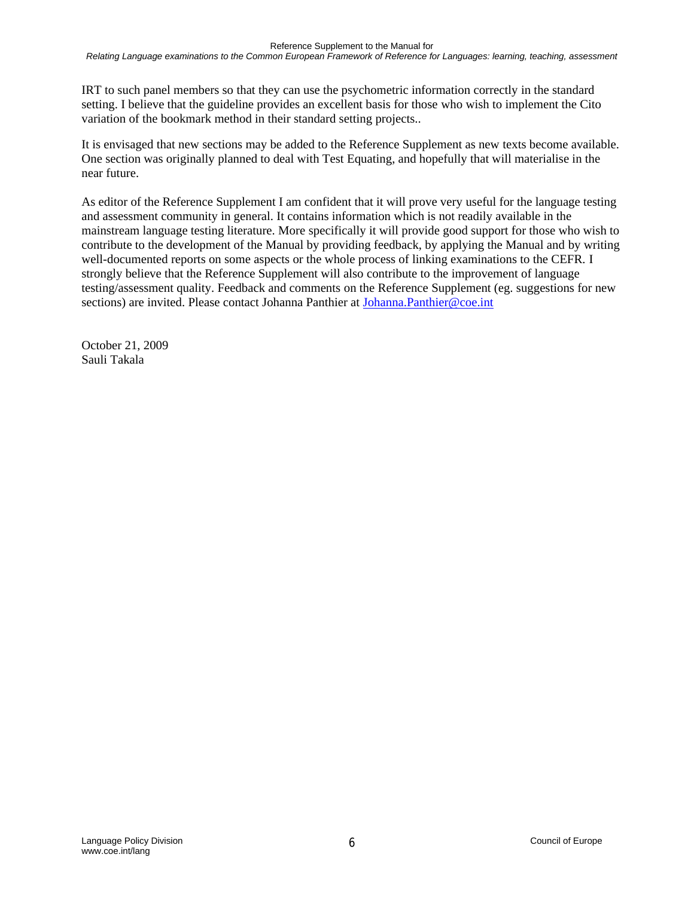IRT to such panel members so that they can use the psychometric information correctly in the standard setting. I believe that the guideline provides an excellent basis for those who wish to implement the Cito variation of the bookmark method in their standard setting projects..

It is envisaged that new sections may be added to the Reference Supplement as new texts become available. One section was originally planned to deal with Test Equating, and hopefully that will materialise in the near future.

As editor of the Reference Supplement I am confident that it will prove very useful for the language testing and assessment community in general. It contains information which is not readily available in the mainstream language testing literature. More specifically it will provide good support for those who wish to contribute to the development of the Manual by providing feedback, by applying the Manual and by writing well-documented reports on some aspects or the whole process of linking examinations to the CEFR. I strongly believe that the Reference Supplement will also contribute to the improvement of language testing/assessment quality. Feedback and comments on the Reference Supplement (eg. suggestions for new sections) are invited. Please contact Johanna Panthier at [Johanna.Panthier@coe.int](mailto:Johanna.Panthier@coe.int)

October 21, 2009  
Sauli Takala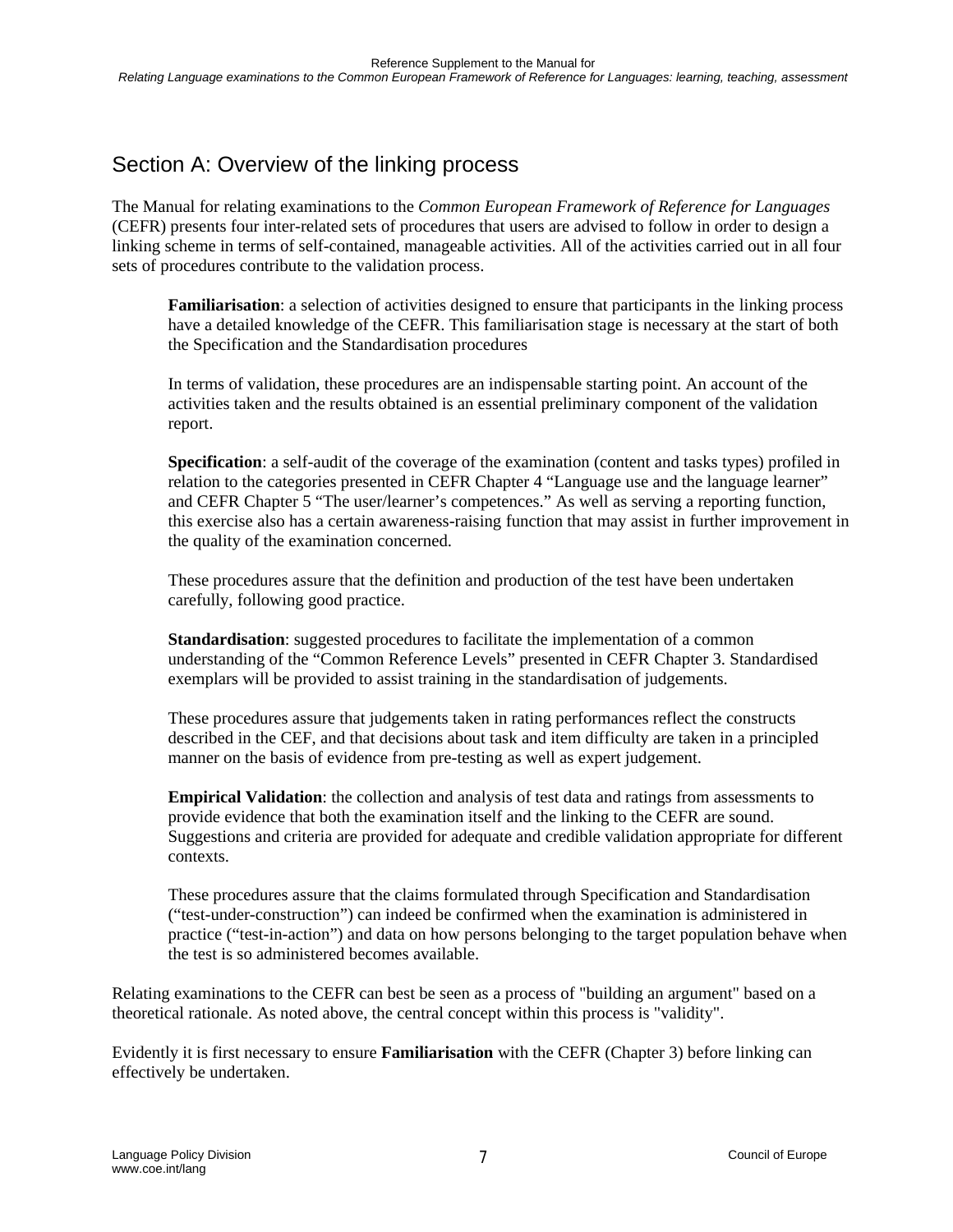## Section A: Overview of the linking process

The Manual for relating examinations to the *Common European Framework of Reference for Languages* (CEFR) presents four inter-related sets of procedures that users are advised to follow in order to design a linking scheme in terms of self-contained, manageable activities. All of the activities carried out in all four sets of procedures contribute to the validation process.

> **Familiarisation**: a selection of activities designed to ensure that participants in the linking process have a detailed knowledge of the CEFR. This familiarisation stage is necessary at the start of both the Specification and the Standardisation procedures
>
> In terms of validation, these procedures are an indispensable starting point. An account of the activities taken and the results obtained is an essential preliminary component of the validation report.
>
> **Specification**: a self-audit of the coverage of the examination (content and tasks types) profiled in relation to the categories presented in CEFR Chapter 4 "Language use and the language learner" and CEFR Chapter 5 "The user/learner's competences." As well as serving a reporting function, this exercise also has a certain awareness-raising function that may assist in further improvement in the quality of the examination concerned.
>
> These procedures assure that the definition and production of the test have been undertaken carefully, following good practice.
>
> **Standardisation**: suggested procedures to facilitate the implementation of a common understanding of the "Common Reference Levels" presented in CEFR Chapter 3. Standardised exemplars will be provided to assist training in the standardisation of judgements.
>
> These procedures assure that judgements taken in rating performances reflect the constructs described in the CEF, and that decisions about task and item difficulty are taken in a principled manner on the basis of evidence from pre-testing as well as expert judgement.
>
> **Empirical Validation**: the collection and analysis of test data and ratings from assessments to provide evidence that both the examination itself and the linking to the CEFR are sound. Suggestions and criteria are provided for adequate and credible validation appropriate for different contexts.
>
> These procedures assure that the claims formulated through Specification and Standardisation ("test-under-construction") can indeed be confirmed when the examination is administered in practice ("test-in-action") and data on how persons belonging to the target population behave when the test is so administered becomes available.

Relating examinations to the CEFR can best be seen as a process of "building an argument" based on a theoretical rationale. As noted above, the central concept within this process is "validity".

Evidently it is first necessary to ensure **Familiarisation** with the CEFR (Chapter 3) before linking can effectively be undertaken.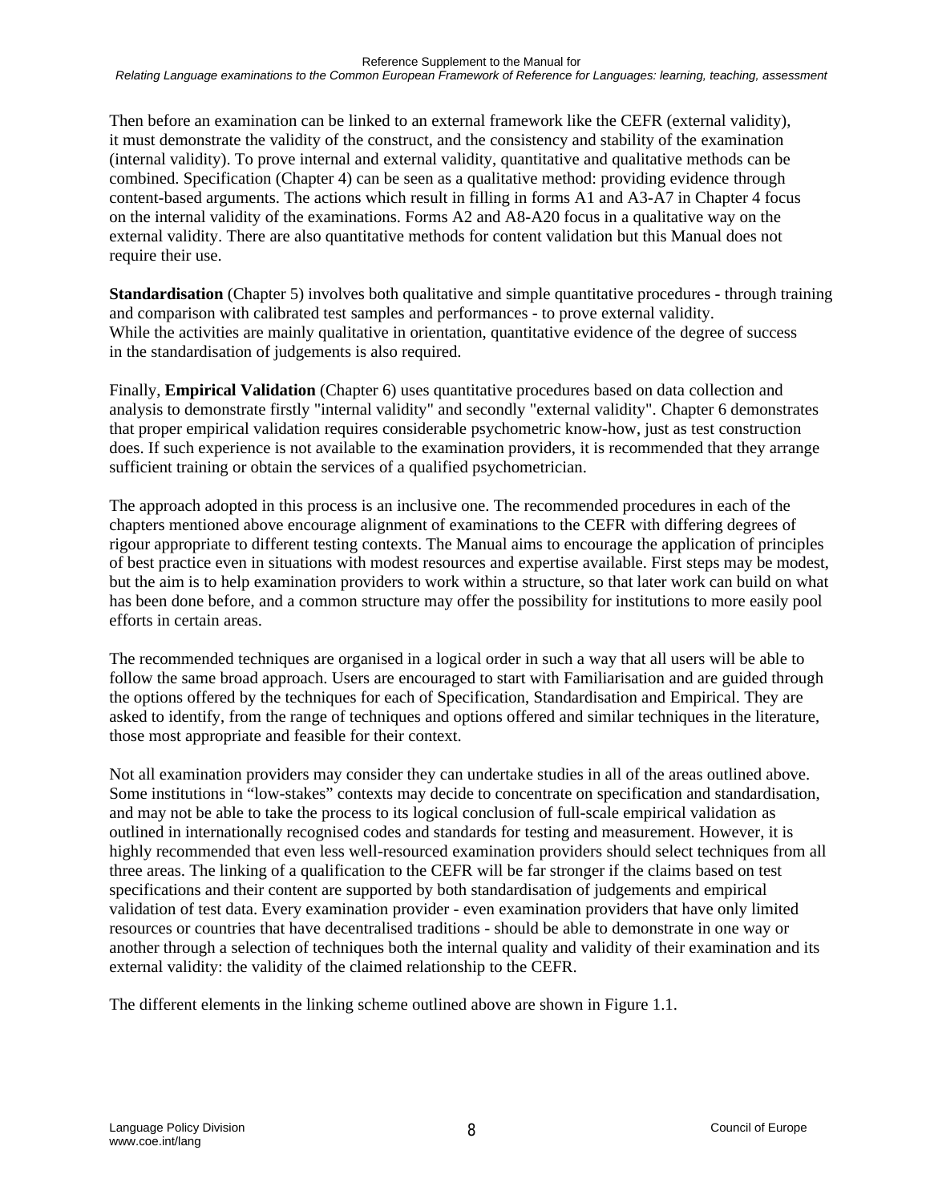Then before an examination can be linked to an external framework like the CEFR (external validity), it must demonstrate the validity of the construct, and the consistency and stability of the examination (internal validity). To prove internal and external validity, quantitative and qualitative methods can be combined. Specification (Chapter 4) can be seen as a qualitative method: providing evidence through content-based arguments. The actions which result in filling in forms A1 and A3-A7 in Chapter 4 focus on the internal validity of the examinations. Forms A2 and A8-A20 focus in a qualitative way on the external validity. There are also quantitative methods for content validation but this Manual does not require their use.

**Standardisation** (Chapter 5) involves both qualitative and simple quantitative procedures - through training and comparison with calibrated test samples and performances - to prove external validity. While the activities are mainly qualitative in orientation, quantitative evidence of the degree of success in the standardisation of judgements is also required.

Finally, **Empirical Validation** (Chapter 6) uses quantitative procedures based on data collection and analysis to demonstrate firstly "internal validity" and secondly "external validity". Chapter 6 demonstrates that proper empirical validation requires considerable psychometric know-how, just as test construction does. If such experience is not available to the examination providers, it is recommended that they arrange sufficient training or obtain the services of a qualified psychometrician.

The approach adopted in this process is an inclusive one. The recommended procedures in each of the chapters mentioned above encourage alignment of examinations to the CEFR with differing degrees of rigour appropriate to different testing contexts. The Manual aims to encourage the application of principles of best practice even in situations with modest resources and expertise available. First steps may be modest, but the aim is to help examination providers to work within a structure, so that later work can build on what has been done before, and a common structure may offer the possibility for institutions to more easily pool efforts in certain areas.

The recommended techniques are organised in a logical order in such a way that all users will be able to follow the same broad approach. Users are encouraged to start with Familiarisation and are guided through the options offered by the techniques for each of Specification, Standardisation and Empirical. They are asked to identify, from the range of techniques and options offered and similar techniques in the literature, those most appropriate and feasible for their context.

Not all examination providers may consider they can undertake studies in all of the areas outlined above. Some institutions in "low-stakes" contexts may decide to concentrate on specification and standardisation, and may not be able to take the process to its logical conclusion of full-scale empirical validation as outlined in internationally recognised codes and standards for testing and measurement. However, it is highly recommended that even less well-resourced examination providers should select techniques from all three areas. The linking of a qualification to the CEFR will be far stronger if the claims based on test specifications and their content are supported by both standardisation of judgements and empirical validation of test data. Every examination provider - even examination providers that have only limited resources or countries that have decentralised traditions - should be able to demonstrate in one way or another through a selection of techniques both the internal quality and validity of their examination and its external validity: the validity of the claimed relationship to the CEFR.

The different elements in the linking scheme outlined above are shown in Figure 1.1.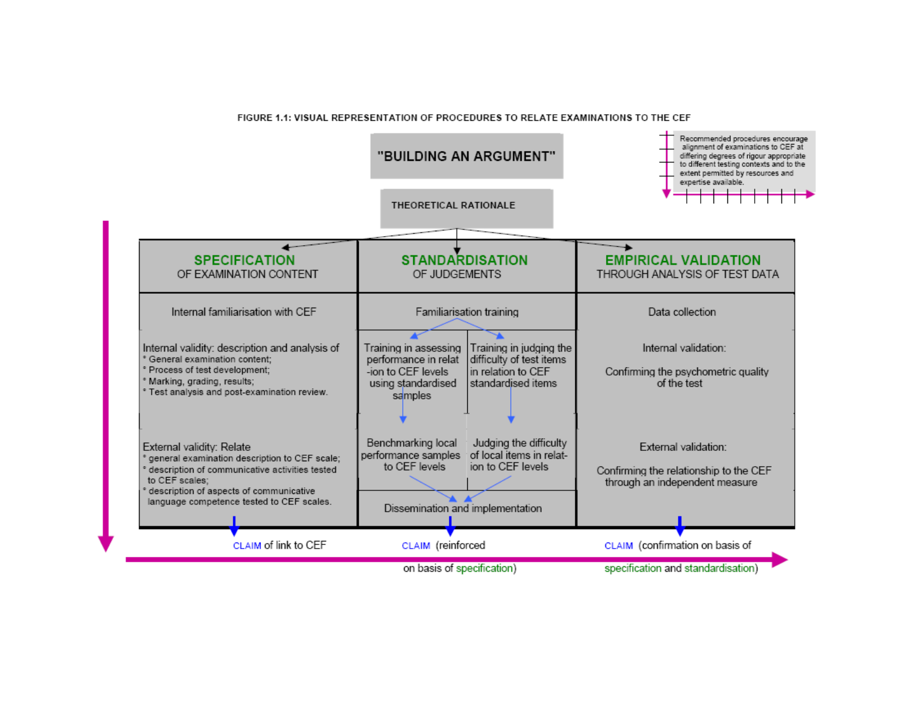FIGURE 1.1: VISUAL REPRESENTATION OF PROCEDURES TO RELATE EXAMINATIONS TO THE CEF

"BUILDING AN ARGUMENT"

THEORETICAL RATIONALE

Recommended procedures encourage alignment of examinations to CEF at differing degrees of rigour appropriate to different testing contexts and to the extent permitted by resources and expertise available.

| SPECIFICATION OF EXAMINATION CONTENT | STANDARDISATION OF JUDGEMENTS | | EMPIRICAL VALIDATION THROUGH ANALYSIS OF TEST DATA |
|---|---|---|---|
| Internal familiarisation with CEF | Familiarisation training | | Data collection |
| Internal validity: description and analysis of<br>° General examination content;<br>° Process of test development;<br>° Marking, grading, results;<br>° Test analysis and post-examination review. | Training in assessing performance in relation to CEF levels using standardised samples | Training in judging the difficulty of test items in relation to CEF standardised items | Internal validation:<br>Confirming the psychometric quality of the test |
| External validity: Relate<br>° general examination description to CEF scale;<br>° description of communicative activities tested to CEF scales;<br>° description of aspects of communicative language competence tested to CEF scales. | Benchmarking local performance samples to CEF levels | Judging the difficulty of local items in relation to CEF levels | External validation:<br>Confirming the relationship to the CEF through an independent measure |
| | Dissemination and implementation | | |

CLAIM of link to CEF

CLAIM (reinforced on basis of specification)

CLAIM (confirmation on basis of specification and standardisation)